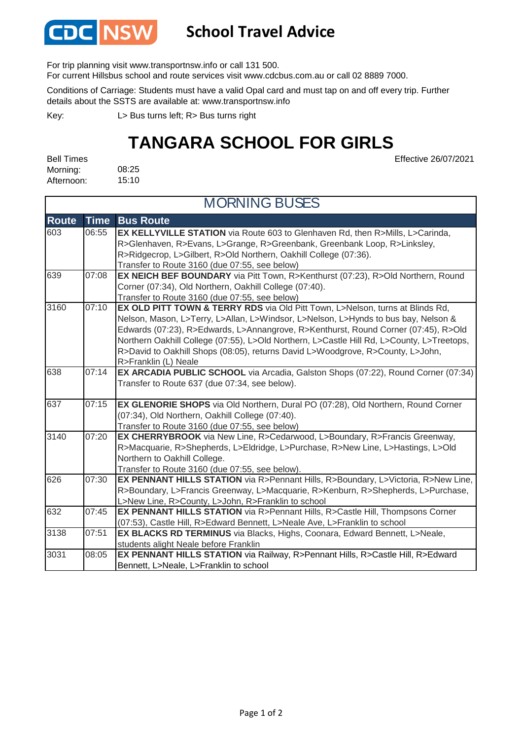CDC NSW **School Travel Advice**

For trip planning visit www.transportnsw.info or call 131 500.
For current Hillsbus school and route services visit www.cdcbus.com.au or call 02 8889 7000.

Conditions of Carriage: Students must have a valid Opal card and must tap on and off every trip. Further details about the SSTS are available at: www.transportnsw.info

Key: L> Bus turns left; R> Bus turns right

# TANGARA SCHOOL FOR GIRLS

Effective 26/07/2021

Bell Times
Morning: 08:25
Afternoon: 15:10

## MORNING BUSES

| Route | Time | Bus Route |
|---|---|---|
| 603 | 06:55 | **EX KELLYVILLE STATION** via Route 603 to Glenhaven Rd, then R>Mills, L>Carinda, R>Glenhaven, R>Evans, L>Grange, R>Greenbank, Greenbank Loop, R>Linksley, R>Ridgecrop, L>Gilbert, R>Old Northern, Oakhill College (07:36). Transfer to Route 3160 (due 07:55, see below) |
| 639 | 07:08 | **EX NEICH BEF BOUNDARY** via Pitt Town, R>Kenthurst (07:23), R>Old Northern, Round Corner (07:34), Old Northern, Oakhill College (07:40). Transfer to Route 3160 (due 07:55, see below) |
| 3160 | 07:10 | **EX OLD PITT TOWN & TERRY RDS** via Old Pitt Town, L>Nelson, turns at Blinds Rd, Nelson, Mason, L>Terry, L>Allan, L>Windsor, L>Nelson, L>Hynds to bus bay, Nelson & Edwards (07:23), R>Edwards, L>Annangrove, R>Kenthurst, Round Corner (07:45), R>Old Northern Oakhill College (07:55), L>Old Northern, L>Castle Hill Rd, L>County, L>Treetops, R>David to Oakhill Shops (08:05), returns David L>Woodgrove, R>County, L>John, R>Franklin (L) Neale |
| 638 | 07:14 | **EX ARCADIA PUBLIC SCHOOL** via Arcadia, Galston Shops (07:22), Round Corner (07:34) Transfer to Route 637 (due 07:34, see below). |
| 637 | 07:15 | **EX GLENORIE SHOPS** via Old Northern, Dural PO (07:28), Old Northern, Round Corner (07:34), Old Northern, Oakhill College (07:40). Transfer to Route 3160 (due 07:55, see below) |
| 3140 | 07:20 | **EX CHERRYBROOK** via New Line, R>Cedarwood, L>Boundary, R>Francis Greenway, R>Macquarie, R>Shepherds, L>Eldridge, L>Purchase, R>New Line, L>Hastings, L>Old Northern to Oakhill College. Transfer to Route 3160 (due 07:55, see below). |
| 626 | 07:30 | **EX PENNANT HILLS STATION** via R>Pennant Hills, R>Boundary, L>Victoria, R>New Line, R>Boundary, L>Francis Greenway, L>Macquarie, R>Kenburn, R>Shepherds, L>Purchase, L>New Line, R>County, L>John, R>Franklin to school |
| 632 | 07:45 | **EX PENNANT HILLS STATION** via R>Pennant Hills, R>Castle Hill, Thompsons Corner (07:53), Castle Hill, R>Edward Bennett, L>Neale Ave, L>Franklin to school |
| 3138 | 07:51 | **EX BLACKS RD TERMINUS** via Blacks, Highs, Coonara, Edward Bennett, L>Neale, students alight Neale before Franklin |
| 3031 | 08:05 | **EX PENNANT HILLS STATION** via Railway, R>Pennant Hills, R>Castle Hill, R>Edward Bennett, L>Neale, L>Franklin to school |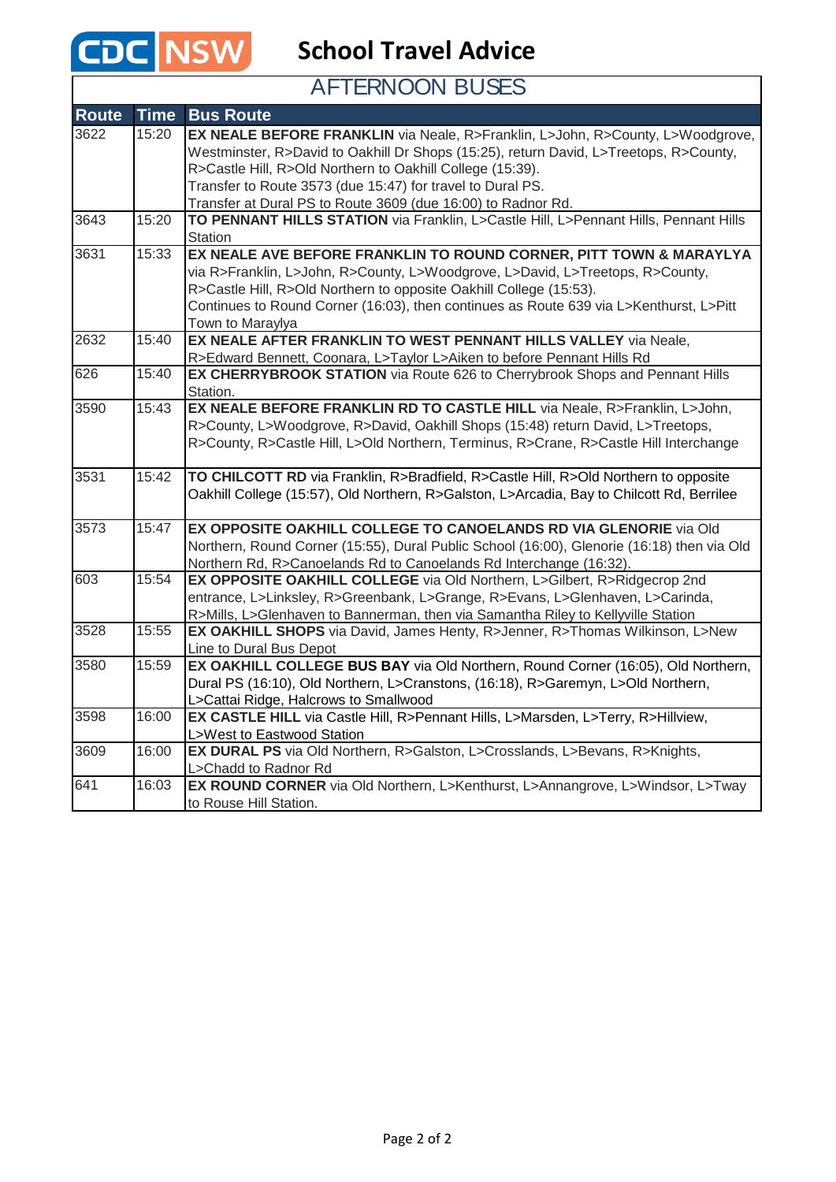CDC NSW

# School Travel Advice

## AFTERNOON BUSES

| Route | Time | Bus Route |
|---|---|---|
| 3622 | 15:20 | **EX NEALE BEFORE FRANKLIN** via Neale, R>Franklin, L>John, R>County, L>Woodgrove, Westminster, R>David to Oakhill Dr Shops (15:25), return David, L>Treetops, R>County, R>Castle Hill, R>Old Northern to Oakhill College (15:39). Transfer to Route 3573 (due 15:47) for travel to Dural PS. Transfer at Dural PS to Route 3609 (due 16:00) to Radnor Rd. |
| 3643 | 15:20 | **TO PENNANT HILLS STATION** via Franklin, L>Castle Hill, L>Pennant Hills, Pennant Hills Station |
| 3631 | 15:33 | **EX NEALE AVE BEFORE FRANKLIN TO ROUND CORNER, PITT TOWN & MARAYLYA** via R>Franklin, L>John, R>County, L>Woodgrove, L>David, L>Treetops, R>County, R>Castle Hill, R>Old Northern to opposite Oakhill College (15:53). Continues to Round Corner (16:03), then continues as Route 639 via L>Kenthurst, L>Pitt Town to Maraylya |
| 2632 | 15:40 | **EX NEALE AFTER FRANKLIN TO WEST PENNANT HILLS VALLEY** via Neale, R>Edward Bennett, Coonara, L>Taylor L>Aiken to before Pennant Hills Rd |
| 626 | 15:40 | **EX CHERRYBROOK STATION** via Route 626 to Cherrybrook Shops and Pennant Hills Station. |
| 3590 | 15:43 | **EX NEALE BEFORE FRANKLIN RD TO CASTLE HILL** via Neale, R>Franklin, L>John, R>County, L>Woodgrove, R>David, Oakhill Shops (15:48) return David, L>Treetops, R>County, R>Castle Hill, L>Old Northern, Terminus, R>Crane, R>Castle Hill Interchange |
| 3531 | 15:42 | **TO CHILCOTT RD** via Franklin, R>Bradfield, R>Castle Hill, R>Old Northern to opposite Oakhill College (15:57), Old Northern, R>Galston, L>Arcadia, Bay to Chilcott Rd, Berrilee |
| 3573 | 15:47 | **EX OPPOSITE OAKHILL COLLEGE TO CANOELANDS RD VIA GLENORIE** via Old Northern, Round Corner (15:55), Dural Public School (16:00), Glenorie (16:18) then via Old Northern Rd, R>Canoelands Rd to Canoelands Rd Interchange (16:32). |
| 603 | 15:54 | **EX OPPOSITE OAKHILL COLLEGE** via Old Northern, L>Gilbert, R>Ridgecrop 2nd entrance, L>Linksley, R>Greenbank, L>Grange, R>Evans, L>Glenhaven, L>Carinda, R>Mills, L>Glenhaven to Bannerman, then via Samantha Riley to Kellyville Station |
| 3528 | 15:55 | **EX OAKHILL SHOPS** via David, James Henty, R>Jenner, R>Thomas Wilkinson, L>New Line to Dural Bus Depot |
| 3580 | 15:59 | **EX OAKHILL COLLEGE BUS BAY** via Old Northern, Round Corner (16:05), Old Northern, Dural PS (16:10), Old Northern, L>Cranstons, (16:18), R>Garemyn, L>Old Northern, L>Cattai Ridge, Halcrows to Smallwood |
| 3598 | 16:00 | **EX CASTLE HILL** via Castle Hill, R>Pennant Hills, L>Marsden, L>Terry, R>Hillview, L>West to Eastwood Station |
| 3609 | 16:00 | **EX DURAL PS** via Old Northern, R>Galston, L>Crosslands, L>Bevans, R>Knights, L>Chadd to Radnor Rd |
| 641 | 16:03 | **EX ROUND CORNER** via Old Northern, L>Kenthurst, L>Annangrove, L>Windsor, L>Tway to Rouse Hill Station. |